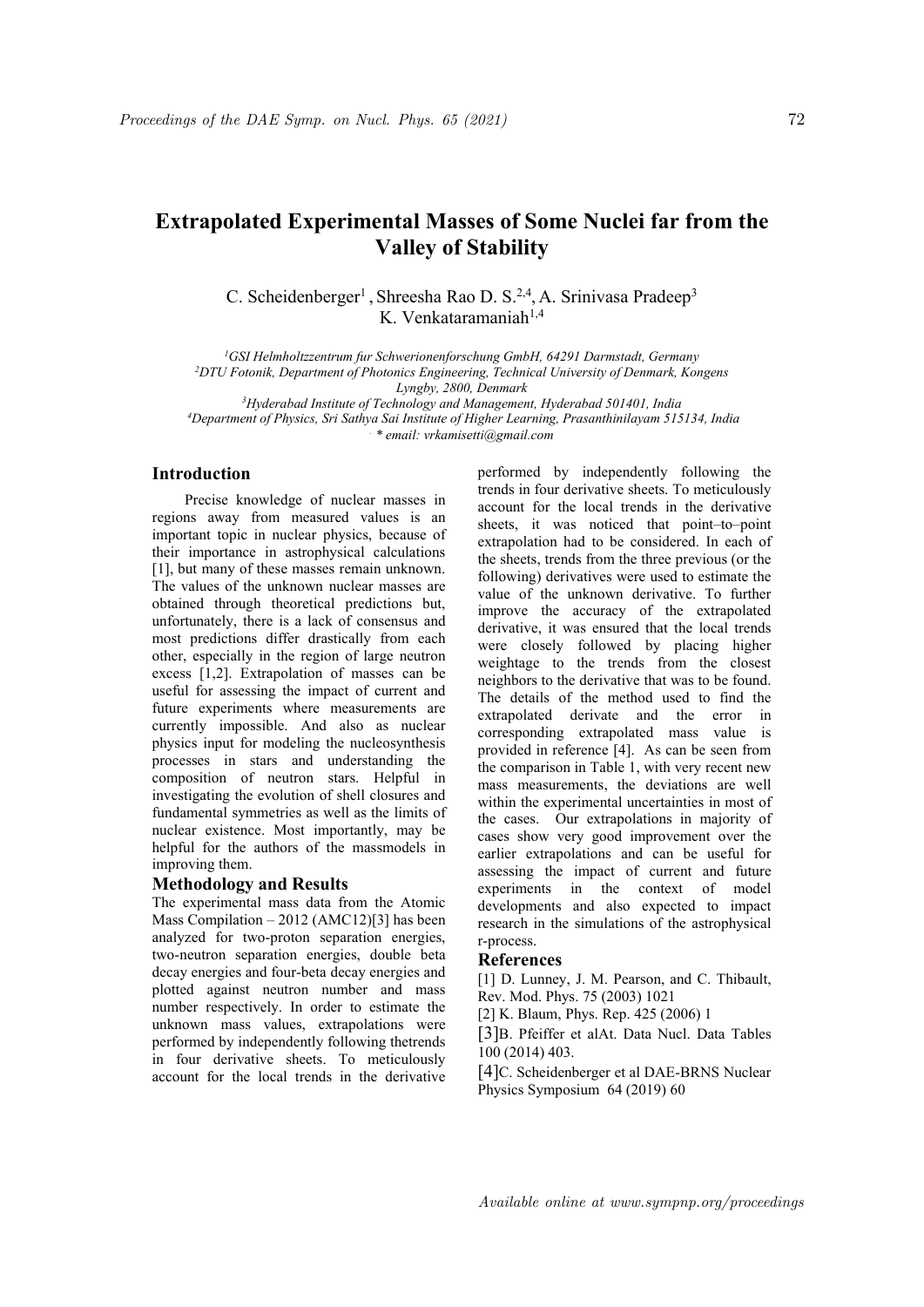# Extrapolated Experimental Masses of Some Nuclei far from the Valley of Stability

C. Scheidenberger[1] , Shreesha Rao D. S.[2,4], A. Srinivasa Pradeep[3]
K. Venkataramaniah[1,4]

[1]GSI Helmholtzzentrum fur Schwerionenforschung GmbH, 64291 Darmstadt, Germany
[2]DTU Fotonik, Department of Photonics Engineering, Technical University of Denmark, Kongens Lyngby, 2800, Denmark
[3]Hyderabad Institute of Technology and Management, Hyderabad 501401, India
[4]Department of Physics, Sri Sathya Sai Institute of Higher Learning, Prasanthinilayam 515134, India
* email: vrkamisetti@gmail.com

## Introduction

Precise knowledge of nuclear masses in regions away from measured values is an important topic in nuclear physics, because of their importance in astrophysical calculations [1], but many of these masses remain unknown. The values of the unknown nuclear masses are obtained through theoretical predictions but, unfortunately, there is a lack of consensus and most predictions differ drastically from each other, especially in the region of large neutron excess [1,2]. Extrapolation of masses can be useful for assessing the impact of current and future experiments where measurements are currently impossible. And also as nuclear physics input for modeling the nucleosynthesis processes in stars and understanding the composition of neutron stars. Helpful in investigating the evolution of shell closures and fundamental symmetries as well as the limits of nuclear existence. Most importantly, may be helpful for the authors of the massmodels in improving them.

## Methodology and Results

The experimental mass data from the Atomic Mass Compilation – 2012 (AMC12)[3] has been analyzed for two-proton separation energies, two-neutron separation energies, double beta decay energies and four-beta decay energies and plotted against neutron number and mass number respectively. In order to estimate the unknown mass values, extrapolations were performed by independently following thetrends in four derivative sheets. To meticulously account for the local trends in the derivative performed by independently following the trends in four derivative sheets. To meticulously account for the local trends in the derivative sheets, it was noticed that point–to–point extrapolation had to be considered. In each of the sheets, trends from the three previous (or the following) derivatives were used to estimate the value of the unknown derivative. To further improve the accuracy of the extrapolated derivative, it was ensured that the local trends were closely followed by placing higher weightage to the trends from the closest neighbors to the derivative that was to be found. The details of the method used to find the extrapolated derivate and the error in corresponding extrapolated mass value is provided in reference [4]. As can be seen from the comparison in Table 1, with very recent new mass measurements, the deviations are well within the experimental uncertainties in most of the cases. Our extrapolations in majority of cases show very good improvement over the earlier extrapolations and can be useful for assessing the impact of current and future experiments in the context of model developments and also expected to impact research in the simulations of the astrophysical r-process.

## References

[1] D. Lunney, J. M. Pearson, and C. Thibault, Rev. Mod. Phys. 75 (2003) 1021

[2] K. Blaum, Phys. Rep. 425 (2006) 1

[3]B. Pfeiffer et alAt. Data Nucl. Data Tables 100 (2014) 403.

[4]C. Scheidenberger et al DAE-BRNS Nuclear Physics Symposium 64 (2019) 60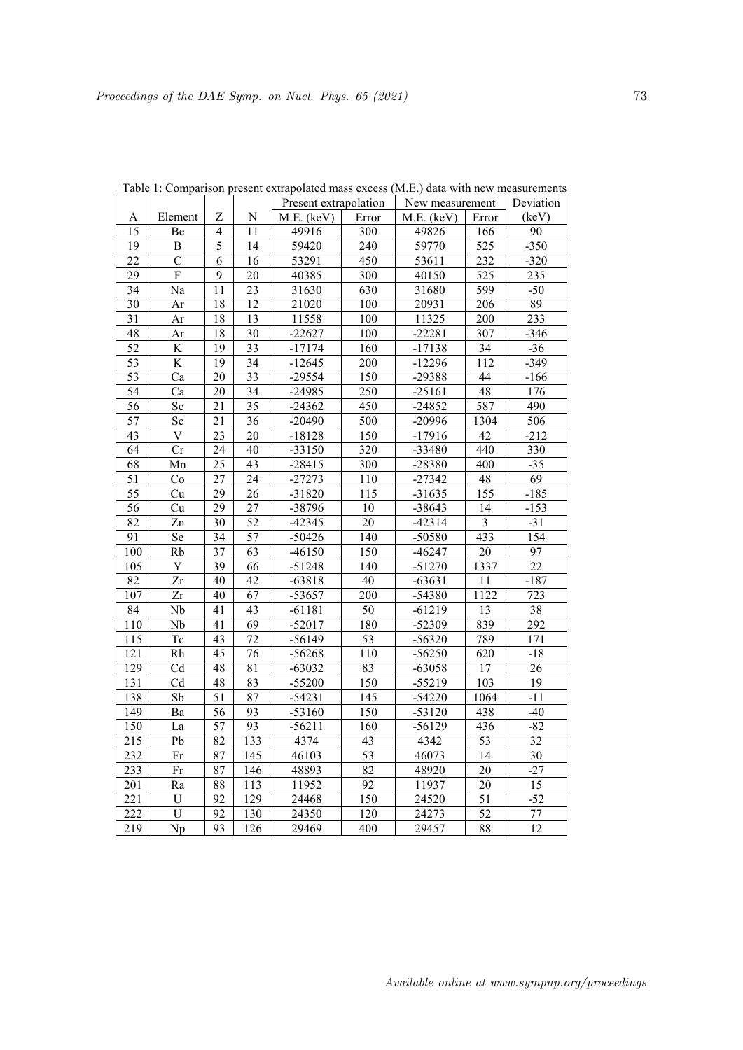Table 1: Comparison present extrapolated mass excess (M.E.) data with new measurements

| | | | | Present extrapolation | | New measurement | | Deviation |
|---|---|---|---|---|---|---|---|---|
| A | Element | Z | N | M.E. (keV) | Error | M.E. (keV) | Error | (keV) |
| 15 | Be | 4 | 11 | 49916 | 300 | 49826 | 166 | 90 |
| 19 | B | 5 | 14 | 59420 | 240 | 59770 | 525 | -350 |
| 22 | C | 6 | 16 | 53291 | 450 | 53611 | 232 | -320 |
| 29 | F | 9 | 20 | 40385 | 300 | 40150 | 525 | 235 |
| 34 | Na | 11 | 23 | 31630 | 630 | 31680 | 599 | -50 |
| 30 | Ar | 18 | 12 | 21020 | 100 | 20931 | 206 | 89 |
| 31 | Ar | 18 | 13 | 11558 | 100 | 11325 | 200 | 233 |
| 48 | Ar | 18 | 30 | -22627 | 100 | -22281 | 307 | -346 |
| 52 | K | 19 | 33 | -17174 | 160 | -17138 | 34 | -36 |
| 53 | K | 19 | 34 | -12645 | 200 | -12296 | 112 | -349 |
| 53 | Ca | 20 | 33 | -29554 | 150 | -29388 | 44 | -166 |
| 54 | Ca | 20 | 34 | -24985 | 250 | -25161 | 48 | 176 |
| 56 | Sc | 21 | 35 | -24362 | 450 | -24852 | 587 | 490 |
| 57 | Sc | 21 | 36 | -20490 | 500 | -20996 | 1304 | 506 |
| 43 | V | 23 | 20 | -18128 | 150 | -17916 | 42 | -212 |
| 64 | Cr | 24 | 40 | -33150 | 320 | -33480 | 440 | 330 |
| 68 | Mn | 25 | 43 | -28415 | 300 | -28380 | 400 | -35 |
| 51 | Co | 27 | 24 | -27273 | 110 | -27342 | 48 | 69 |
| 55 | Cu | 29 | 26 | -31820 | 115 | -31635 | 155 | -185 |
| 56 | Cu | 29 | 27 | -38796 | 10 | -38643 | 14 | -153 |
| 82 | Zn | 30 | 52 | -42345 | 20 | -42314 | 3 | -31 |
| 91 | Se | 34 | 57 | -50426 | 140 | -50580 | 433 | 154 |
| 100 | Rb | 37 | 63 | -46150 | 150 | -46247 | 20 | 97 |
| 105 | Y | 39 | 66 | -51248 | 140 | -51270 | 1337 | 22 |
| 82 | Zr | 40 | 42 | -63818 | 40 | -63631 | 11 | -187 |
| 107 | Zr | 40 | 67 | -53657 | 200 | -54380 | 1122 | 723 |
| 84 | Nb | 41 | 43 | -61181 | 50 | -61219 | 13 | 38 |
| 110 | Nb | 41 | 69 | -52017 | 180 | -52309 | 839 | 292 |
| 115 | Tc | 43 | 72 | -56149 | 53 | -56320 | 789 | 171 |
| 121 | Rh | 45 | 76 | -56268 | 110 | -56250 | 620 | -18 |
| 129 | Cd | 48 | 81 | -63032 | 83 | -63058 | 17 | 26 |
| 131 | Cd | 48 | 83 | -55200 | 150 | -55219 | 103 | 19 |
| 138 | Sb | 51 | 87 | -54231 | 145 | -54220 | 1064 | -11 |
| 149 | Ba | 56 | 93 | -53160 | 150 | -53120 | 438 | -40 |
| 150 | La | 57 | 93 | -56211 | 160 | -56129 | 436 | -82 |
| 215 | Pb | 82 | 133 | 4374 | 43 | 4342 | 53 | 32 |
| 232 | Fr | 87 | 145 | 46103 | 53 | 46073 | 14 | 30 |
| 233 | Fr | 87 | 146 | 48893 | 82 | 48920 | 20 | -27 |
| 201 | Ra | 88 | 113 | 11952 | 92 | 11937 | 20 | 15 |
| 221 | U | 92 | 129 | 24468 | 150 | 24520 | 51 | -52 |
| 222 | U | 92 | 130 | 24350 | 120 | 24273 | 52 | 77 |
| 219 | Np | 93 | 126 | 29469 | 400 | 29457 | 88 | 12 |